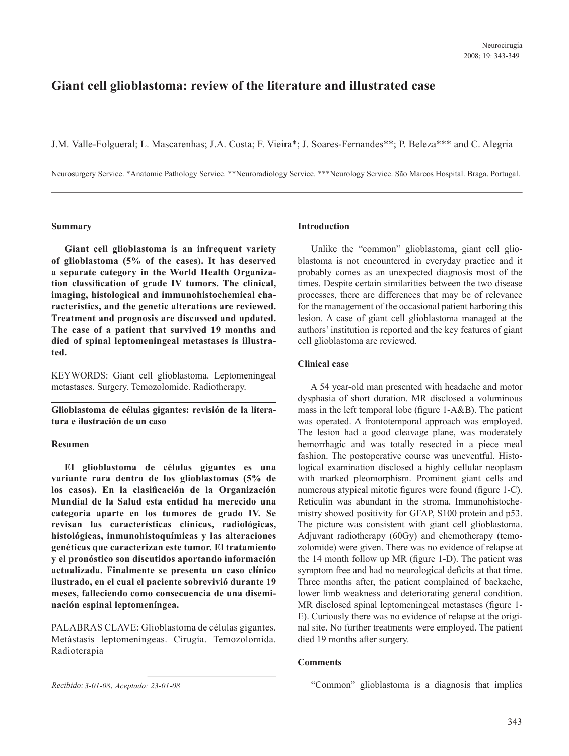# Giant cell glioblastoma: review of the literature and illustrated case

J.M. Valle-Folgueral; L. Mascarenhas; J.A. Costa; F. Vieira*; J. Soares-Fernandes**; P. Beleza*** and C. Alegria

Neurosurgery Service. *Anatomic Pathology Service. **Neuroradiology Service. ***Neurology Service. São Marcos Hospital. Braga. Portugal.

## Summary

**Giant cell glioblastoma is an infrequent variety of glioblastoma (5% of the cases). It has deserved a separate category in the World Health Organization classification of grade IV tumors. The clinical, imaging, histological and immunohistochemical characteristics, and the genetic alterations are reviewed. Treatment and prognosis are discussed and updated. The case of a patient that survived 19 months and died of spinal leptomeningeal metastases is illustrated.**

KEYWORDS: Giant cell glioblastoma. Leptomeningeal metastases. Surgery. Temozolomide. Radiotherapy.

## Glioblastoma de células gigantes: revisión de la literatura e ilustración de un caso

## Resumen

**El glioblastoma de células gigantes es una variante rara dentro de los glioblastomas (5% de los casos). En la clasificación de la Organización Mundial de la Salud esta entidad ha merecido una categoría aparte en los tumores de grado IV. Se revisan las características clínicas, radiológicas, histológicas, inmunohistoquímicas y las alteraciones genéticas que caracterizan este tumor. El tratamiento y el pronóstico son discutidos aportando información actualizada. Finalmente se presenta un caso clínico ilustrado, en el cual el paciente sobrevivió durante 19 meses, falleciendo como consecuencia de una diseminación espinal leptomeníngea.**

PALABRAS CLAVE: Glioblastoma de células gigantes. Metástasis leptomeníngeas. Cirugía. Temozolomida. Radioterapia

*Recibido: 3-01-08. Aceptado: 23-01-08*

## Introduction

Unlike the "common" glioblastoma, giant cell glioblastoma is not encountered in everyday practice and it probably comes as an unexpected diagnosis most of the times. Despite certain similarities between the two disease processes, there are differences that may be of relevance for the management of the occasional patient harboring this lesion. A case of giant cell glioblastoma managed at the authors' institution is reported and the key features of giant cell glioblastoma are reviewed.

## Clinical case

A 54 year-old man presented with headache and motor dysphasia of short duration. MR disclosed a voluminous mass in the left temporal lobe (figure 1-A&B). The patient was operated. A frontotemporal approach was employed. The lesion had a good cleavage plane, was moderately hemorrhagic and was totally resected in a piece meal fashion. The postoperative course was uneventful. Histological examination disclosed a highly cellular neoplasm with marked pleomorphism. Prominent giant cells and numerous atypical mitotic figures were found (figure 1-C). Reticulin was abundant in the stroma. Immunohistochemistry showed positivity for GFAP, S100 protein and p53. The picture was consistent with giant cell glioblastoma. Adjuvant radiotherapy (60Gy) and chemotherapy (temozolomide) were given. There was no evidence of relapse at the 14 month follow up MR (figure 1-D). The patient was symptom free and had no neurological deficits at that time. Three months after, the patient complained of backache, lower limb weakness and deteriorating general condition. MR disclosed spinal leptomeningeal metastases (figure 1-E). Curiously there was no evidence of relapse at the original site. No further treatments were employed. The patient died 19 months after surgery.

## Comments

"Common" glioblastoma is a diagnosis that implies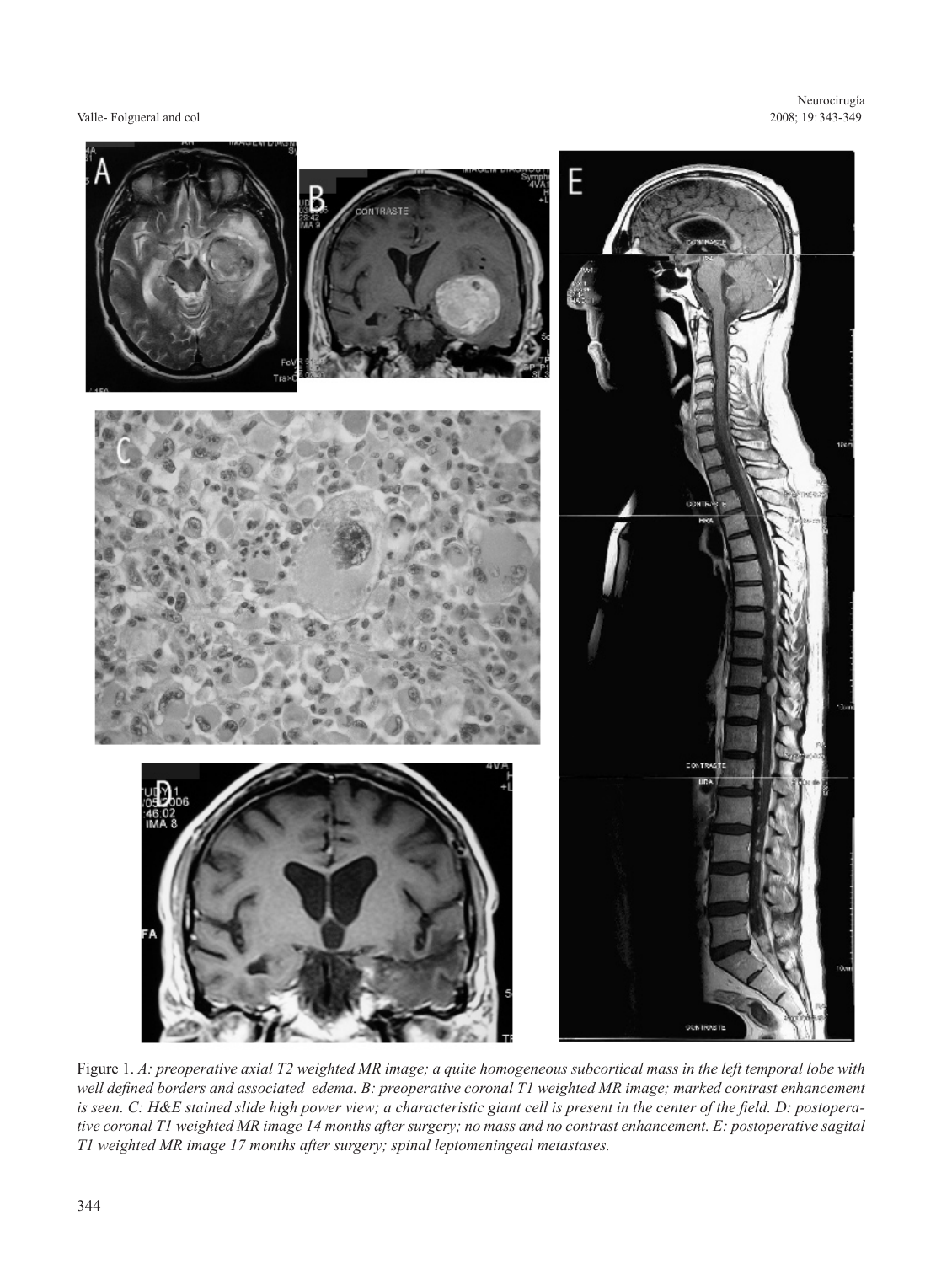Figure 1. *A: preoperative axial T2 weighted MR image; a quite homogeneous subcortical mass in the left temporal lobe with well defined borders and associated edema. B: preoperative coronal T1 weighted MR image; marked contrast enhancement is seen. C: H&E stained slide high power view; a characteristic giant cell is present in the center of the field. D: postoperative coronal T1 weighted MR image 14 months after surgery; no mass and no contrast enhancement. E: postoperative sagital T1 weighted MR image 17 months after surgery; spinal leptomeningeal metastases.*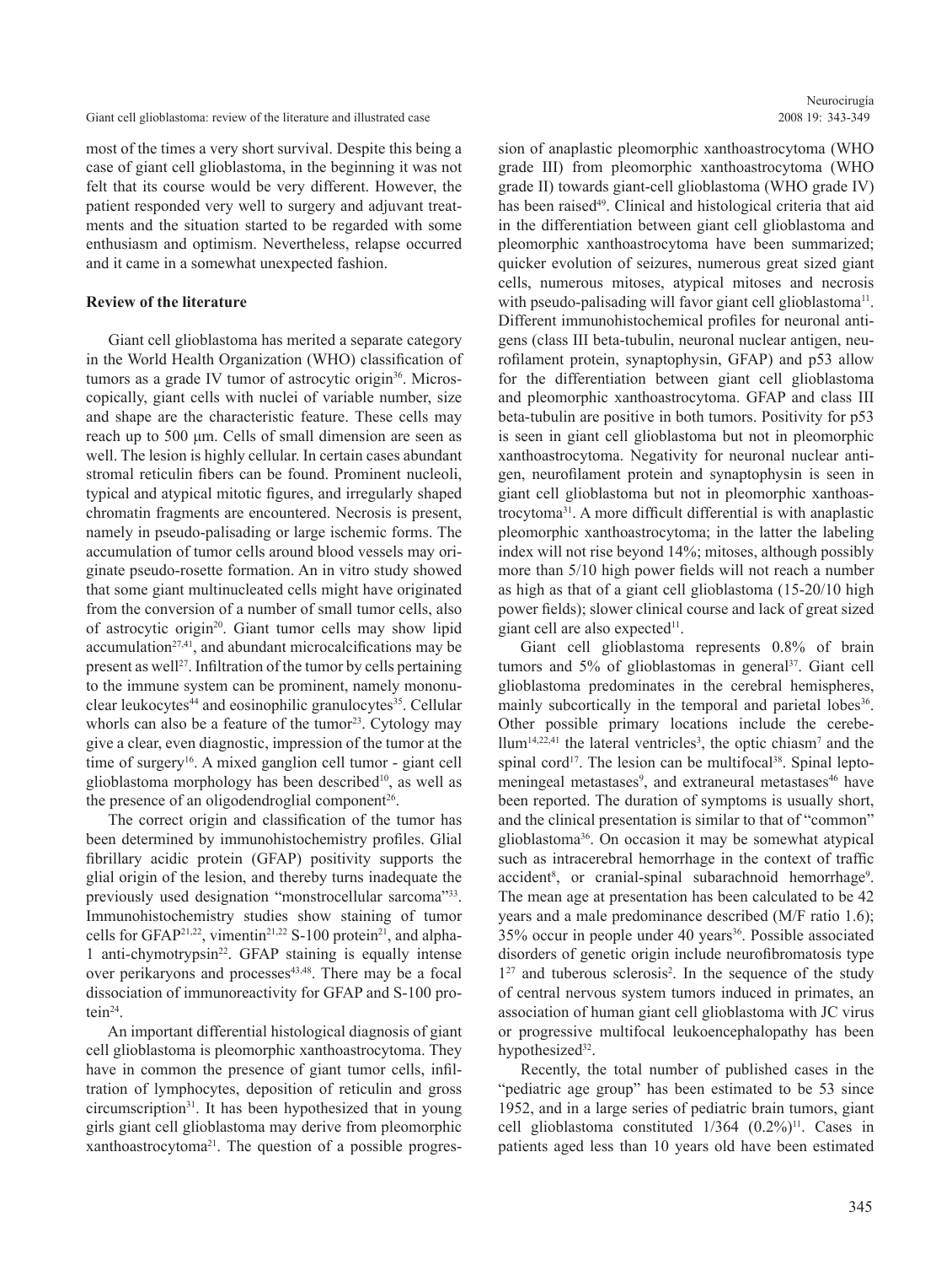most of the times a very short survival. Despite this being a case of giant cell glioblastoma, in the beginning it was not felt that its course would be very different. However, the patient responded very well to surgery and adjuvant treatments and the situation started to be regarded with some enthusiasm and optimism. Nevertheless, relapse occurred and it came in a somewhat unexpected fashion.

**Review of the literature**

Giant cell glioblastoma has merited a separate category in the World Health Organization (WHO) classification of tumors as a grade IV tumor of astrocytic origin[36]. Microscopically, giant cells with nuclei of variable number, size and shape are the characteristic feature. These cells may reach up to 500 μm. Cells of small dimension are seen as well. The lesion is highly cellular. In certain cases abundant stromal reticulin fibers can be found. Prominent nucleoli, typical and atypical mitotic figures, and irregularly shaped chromatin fragments are encountered. Necrosis is present, namely in pseudo-palisading or large ischemic forms. The accumulation of tumor cells around blood vessels may originate pseudo-rosette formation. An in vitro study showed that some giant multinucleated cells might have originated from the conversion of a number of small tumor cells, also of astrocytic origin[20]. Giant tumor cells may show lipid accumulation[27,41], and abundant microcalcifications may be present as well[27]. Infiltration of the tumor by cells pertaining to the immune system can be prominent, namely mononuclear leukocytes[44] and eosinophilic granulocytes[35]. Cellular whorls can also be a feature of the tumor[23]. Cytology may give a clear, even diagnostic, impression of the tumor at the time of surgery[16]. A mixed ganglion cell tumor - giant cell glioblastoma morphology has been described[10], as well as the presence of an oligodendroglial component[26].

The correct origin and classification of the tumor has been determined by immunohistochemistry profiles. Glial fibrillary acidic protein (GFAP) positivity supports the glial origin of the lesion, and thereby turns inadequate the previously used designation "monstrocellular sarcoma"[33]. Immunohistochemistry studies show staining of tumor cells for GFAP[21,22], vimentin[21,22] S-100 protein[21], and alpha-1 anti-chymotrypsin[22]. GFAP staining is equally intense over perikaryons and processes[43,48]. There may be a focal dissociation of immunoreactivity for GFAP and S-100 protein[24].

An important differential histological diagnosis of giant cell glioblastoma is pleomorphic xanthoastrocytoma. They have in common the presence of giant tumor cells, infiltration of lymphocytes, deposition of reticulin and gross circumscription[31]. It has been hypothesized that in young girls giant cell glioblastoma may derive from pleomorphic xanthoastrocytoma[21]. The question of a possible progression of anaplastic pleomorphic xanthoastrocytoma (WHO grade III) from pleomorphic xanthoastrocytoma (WHO grade II) towards giant-cell glioblastoma (WHO grade IV) has been raised[49]. Clinical and histological criteria that aid in the differentiation between giant cell glioblastoma and pleomorphic xanthoastrocytoma have been summarized; quicker evolution of seizures, numerous great sized giant cells, numerous mitoses, atypical mitoses and necrosis with pseudo-palisading will favor giant cell glioblastoma[11]. Different immunohistochemical profiles for neuronal antigens (class III beta-tubulin, neuronal nuclear antigen, neurofilament protein, synaptophysin, GFAP) and p53 allow for the differentiation between giant cell glioblastoma and pleomorphic xanthoastrocytoma. GFAP and class III beta-tubulin are positive in both tumors. Positivity for p53 is seen in giant cell glioblastoma but not in pleomorphic xanthoastrocytoma. Negativity for neuronal nuclear antigen, neurofilament protein and synaptophysin is seen in giant cell glioblastoma but not in pleomorphic xanthoastrocytoma[31]. A more difficult differential is with anaplastic pleomorphic xanthoastrocytoma; in the latter the labeling index will not rise beyond 14%; mitoses, although possibly more than 5/10 high power fields will not reach a number as high as that of a giant cell glioblastoma (15-20/10 high power fields); slower clinical course and lack of great sized giant cell are also expected[11].

Giant cell glioblastoma represents 0.8% of brain tumors and 5% of glioblastomas in general[37]. Giant cell glioblastoma predominates in the cerebral hemispheres, mainly subcortically in the temporal and parietal lobes[36]. Other possible primary locations include the cerebellum[14,22,41] the lateral ventricles[3], the optic chiasm[7] and the spinal cord[17]. The lesion can be multifocal[38]. Spinal leptomeningeal metastases[9], and extraneural metastases[46] have been reported. The duration of symptoms is usually short, and the clinical presentation is similar to that of "common" glioblastoma[36]. On occasion it may be somewhat atypical such as intracerebral hemorrhage in the context of traffic accident[8], or cranial-spinal subarachnoid hemorrhage[9]. The mean age at presentation has been calculated to be 42 years and a male predominance described (M/F ratio 1.6); 35% occur in people under 40 years[36]. Possible associated disorders of genetic origin include neurofibromatosis type 1[27] and tuberous sclerosis[2]. In the sequence of the study of central nervous system tumors induced in primates, an association of human giant cell glioblastoma with JC virus or progressive multifocal leukoencephalopathy has been hypothesized[32].

Recently, the total number of published cases in the "pediatric age group" has been estimated to be 53 since 1952, and in a large series of pediatric brain tumors, giant cell glioblastoma constituted 1/364 (0.2%)[11]. Cases in patients aged less than 10 years old have been estimated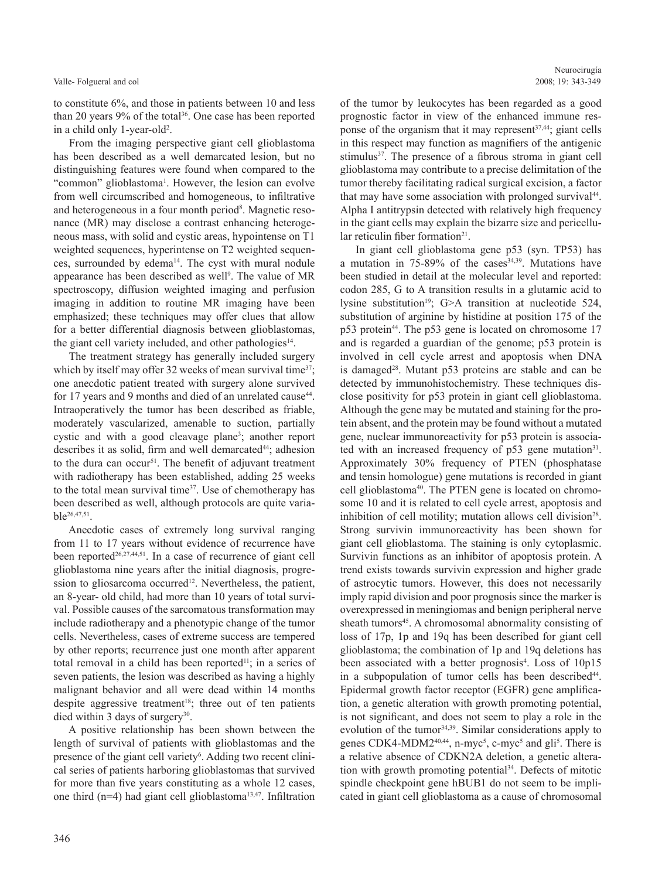to constitute 6%, and those in patients between 10 and less than 20 years 9% of the total[36]. One case has been reported in a child only 1-year-old[2].

From the imaging perspective giant cell glioblastoma has been described as a well demarcated lesion, but no distinguishing features were found when compared to the "common" glioblastoma[1]. However, the lesion can evolve from well circumscribed and homogeneous, to infiltrative and heterogeneous in a four month period[8]. Magnetic resonance (MR) may disclose a contrast enhancing heterogeneous mass, with solid and cystic areas, hypointense on T1 weighted sequences, hyperintense on T2 weighted sequences, surrounded by edema[14]. The cyst with mural nodule appearance has been described as well[9]. The value of MR spectroscopy, diffusion weighted imaging and perfusion imaging in addition to routine MR imaging have been emphasized; these techniques may offer clues that allow for a better differential diagnosis between glioblastomas, the giant cell variety included, and other pathologies[14].

The treatment strategy has generally included surgery which by itself may offer 32 weeks of mean survival time[37]; one anecdotic patient treated with surgery alone survived for 17 years and 9 months and died of an unrelated cause[44]. Intraoperatively the tumor has been described as friable, moderately vascularized, amenable to suction, partially cystic and with a good cleavage plane[3]; another report describes it as solid, firm and well demarcated[44]; adhesion to the dura can occur[51]. The benefit of adjuvant treatment with radiotherapy has been established, adding 25 weeks to the total mean survival time[37]. Use of chemotherapy has been described as well, although protocols are quite variable[26,47,51].

Anecdotic cases of extremely long survival ranging from 11 to 17 years without evidence of recurrence have been reported[26,27,44,51]. In a case of recurrence of giant cell glioblastoma nine years after the initial diagnosis, progression to gliosarcoma occurred[12]. Nevertheless, the patient, an 8-year- old child, had more than 10 years of total survival. Possible causes of the sarcomatous transformation may include radiotherapy and a phenotypic change of the tumor cells. Nevertheless, cases of extreme success are tempered by other reports; recurrence just one month after apparent total removal in a child has been reported[11]; in a series of seven patients, the lesion was described as having a highly malignant behavior and all were dead within 14 months despite aggressive treatment[18]; three out of ten patients died within 3 days of surgery[30].

A positive relationship has been shown between the length of survival of patients with glioblastomas and the presence of the giant cell variety[6]. Adding two recent clinical series of patients harboring glioblastomas that survived for more than five years constituting as a whole 12 cases, one third (n=4) had giant cell glioblastoma[13,47]. Infiltration of the tumor by leukocytes has been regarded as a good prognostic factor in view of the enhanced immune response of the organism that it may represent[37,44]; giant cells in this respect may function as magnifiers of the antigenic stimulus[37]. The presence of a fibrous stroma in giant cell glioblastoma may contribute to a precise delimitation of the tumor thereby facilitating radical surgical excision, a factor that may have some association with prolonged survival[44]. Alpha I antitrypsin detected with relatively high frequency in the giant cells may explain the bizarre size and pericellular reticulin fiber formation[21].

In giant cell glioblastoma gene p53 (syn. TP53) has a mutation in 75-89% of the cases[34,39]. Mutations have been studied in detail at the molecular level and reported: codon 285, G to A transition results in a glutamic acid to lysine substitution[19]; G>A transition at nucleotide 524, substitution of arginine by histidine at position 175 of the p53 protein[44]. The p53 gene is located on chromosome 17 and is regarded a guardian of the genome; p53 protein is involved in cell cycle arrest and apoptosis when DNA is damaged[28]. Mutant p53 proteins are stable and can be detected by immunohistochemistry. These techniques disclose positivity for p53 protein in giant cell glioblastoma. Although the gene may be mutated and staining for the protein absent, and the protein may be found without a mutated gene, nuclear immunoreactivity for p53 protein is associated with an increased frequency of p53 gene mutation[31]. Approximately 30% frequency of PTEN (phosphatase and tensin homologue) gene mutations is recorded in giant cell glioblastoma[40]. The PTEN gene is located on chromosome 10 and it is related to cell cycle arrest, apoptosis and inhibition of cell motility; mutation allows cell division[28]. Strong survivin immunoreactivity has been shown for giant cell glioblastoma. The staining is only cytoplasmic. Survivin functions as an inhibitor of apoptosis protein. A trend exists towards survivin expression and higher grade of astrocytic tumors. However, this does not necessarily imply rapid division and poor prognosis since the marker is overexpressed in meningiomas and benign peripheral nerve sheath tumors[45]. A chromosomal abnormality consisting of loss of 17p, 1p and 19q has been described for giant cell glioblastoma; the combination of 1p and 19q deletions has been associated with a better prognosis[4]. Loss of 10p15 in a subpopulation of tumor cells has been described[44]. Epidermal growth factor receptor (EGFR) gene amplification, a genetic alteration with growth promoting potential, is not significant, and does not seem to play a role in the evolution of the tumor[34,39]. Similar considerations apply to genes CDK4-MDM2[40,44], n-myc[5], c-myc[5] and gli[5]. There is a relative absence of CDKN2A deletion, a genetic alteration with growth promoting potential[34]. Defects of mitotic spindle checkpoint gene hBUB1 do not seem to be implicated in giant cell glioblastoma as a cause of chromosomal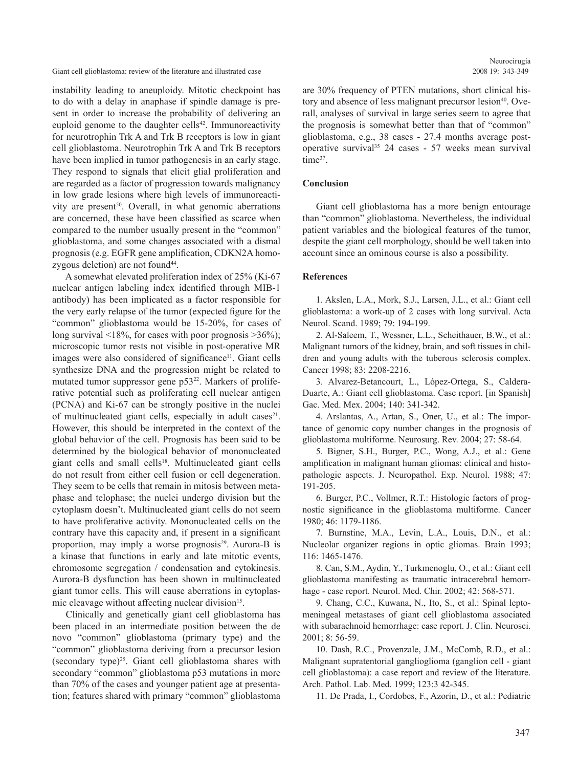instability leading to aneuploidy. Mitotic checkpoint has to do with a delay in anaphase if spindle damage is present in order to increase the probability of delivering an euploid genome to the daughter cells[42]. Immunoreactivity for neurotrophin Trk A and Trk B receptors is low in giant cell glioblastoma. Neurotrophin Trk A and Trk B receptors have been implied in tumor pathogenesis in an early stage. They respond to signals that elicit glial proliferation and are regarded as a factor of progression towards malignancy in low grade lesions where high levels of immunoreactivity are present[50]. Overall, in what genomic aberrations are concerned, these have been classified as scarce when compared to the number usually present in the "common" glioblastoma, and some changes associated with a dismal prognosis (e.g. EGFR gene amplification, CDKN2A homozygous deletion) are not found[44].

A somewhat elevated proliferation index of 25% (Ki-67 nuclear antigen labeling index identified through MIB-1 antibody) has been implicated as a factor responsible for the very early relapse of the tumor (expected figure for the "common" glioblastoma would be 15-20%, for cases of long survival <18%, for cases with poor prognosis >36%); microscopic tumor rests not visible in post-operative MR images were also considered of significance[11]. Giant cells synthesize DNA and the progression might be related to mutated tumor suppressor gene p53[22]. Markers of proliferative potential such as proliferating cell nuclear antigen (PCNA) and Ki-67 can be strongly positive in the nuclei of multinucleated giant cells, especially in adult cases[21]. However, this should be interpreted in the context of the global behavior of the cell. Prognosis has been said to be determined by the biological behavior of mononucleated giant cells and small cells[18]. Multinucleated giant cells do not result from either cell fusion or cell degeneration. They seem to be cells that remain in mitosis between metaphase and telophase; the nuclei undergo division but the cytoplasm doesn't. Multinucleated giant cells do not seem to have proliferative activity. Mononucleated cells on the contrary have this capacity and, if present in a significant proportion, may imply a worse prognosis[29]. Aurora-B is a kinase that functions in early and late mitotic events, chromosome segregation / condensation and cytokinesis. Aurora-B dysfunction has been shown in multinucleated giant tumor cells. This will cause aberrations in cytoplasmic cleavage without affecting nuclear division[15].

Clinically and genetically giant cell glioblastoma has been placed in an intermediate position between the de novo "common" glioblastoma (primary type) and the "common" glioblastoma deriving from a precursor lesion (secondary type)[25]. Giant cell glioblastoma shares with secondary "common" glioblastoma p53 mutations in more than 70% of the cases and younger patient age at presentation; features shared with primary "common" glioblastoma are 30% frequency of PTEN mutations, short clinical history and absence of less malignant precursor lesion[40]. Overall, analyses of survival in large series seem to agree that the prognosis is somewhat better than that of "common" glioblastoma, e.g., 38 cases - 27.4 months average postoperative survival[35] 24 cases - 57 weeks mean survival time[37].

## Conclusion

Giant cell glioblastoma has a more benign entourage than "common" glioblastoma. Nevertheless, the individual patient variables and the biological features of the tumor, despite the giant cell morphology, should be well taken into account since an ominous course is also a possibility.

## References

1. Akslen, L.A., Mork, S.J., Larsen, J.L., et al.: Giant cell glioblastoma: a work-up of 2 cases with long survival. Acta Neurol. Scand. 1989; 79: 194-199.

2. Al-Saleem, T., Wessner, L.L., Scheithauer, B.W., et al.: Malignant tumors of the kidney, brain, and soft tissues in children and young adults with the tuberous sclerosis complex. Cancer 1998; 83: 2208-2216.

3. Alvarez-Betancourt, L., López-Ortega, S., Caldera-Duarte, A.: Giant cell glioblastoma. Case report. [in Spanish] Gac. Med. Mex. 2004; 140: 341-342.

4. Arslantas, A., Artan, S., Oner, U., et al.: The importance of genomic copy number changes in the prognosis of glioblastoma multiforme. Neurosurg. Rev. 2004; 27: 58-64.

5. Bigner, S.H., Burger, P.C., Wong, A.J., et al.: Gene amplification in malignant human gliomas: clinical and histopathologic aspects. J. Neuropathol. Exp. Neurol. 1988; 47: 191-205.

6. Burger, P.C., Vollmer, R.T.: Histologic factors of prognostic significance in the glioblastoma multiforme. Cancer 1980; 46: 1179-1186.

7. Burnstine, M.A., Levin, L.A., Louis, D.N., et al.: Nucleolar organizer regions in optic gliomas. Brain 1993; 116: 1465-1476.

8. Can, S.M., Aydin, Y., Turkmenoglu, O., et al.: Giant cell glioblastoma manifesting as traumatic intracerebral hemorrhage - case report. Neurol. Med. Chir. 2002; 42: 568-571.

9. Chang, C.C., Kuwana, N., Ito, S., et al.: Spinal leptomeningeal metastases of giant cell glioblastoma associated with subarachnoid hemorrhage: case report. J. Clin. Neurosci. 2001; 8: 56-59.

10. Dash, R.C., Provenzale, J.M., McComb, R.D., et al.: Malignant supratentorial ganglioglioma (ganglion cell - giant cell glioblastoma): a case report and review of the literature. Arch. Pathol. Lab. Med. 1999; 123:3 42-345.

11. De Prada, I., Cordobes, F., Azorín, D., et al.: Pediatric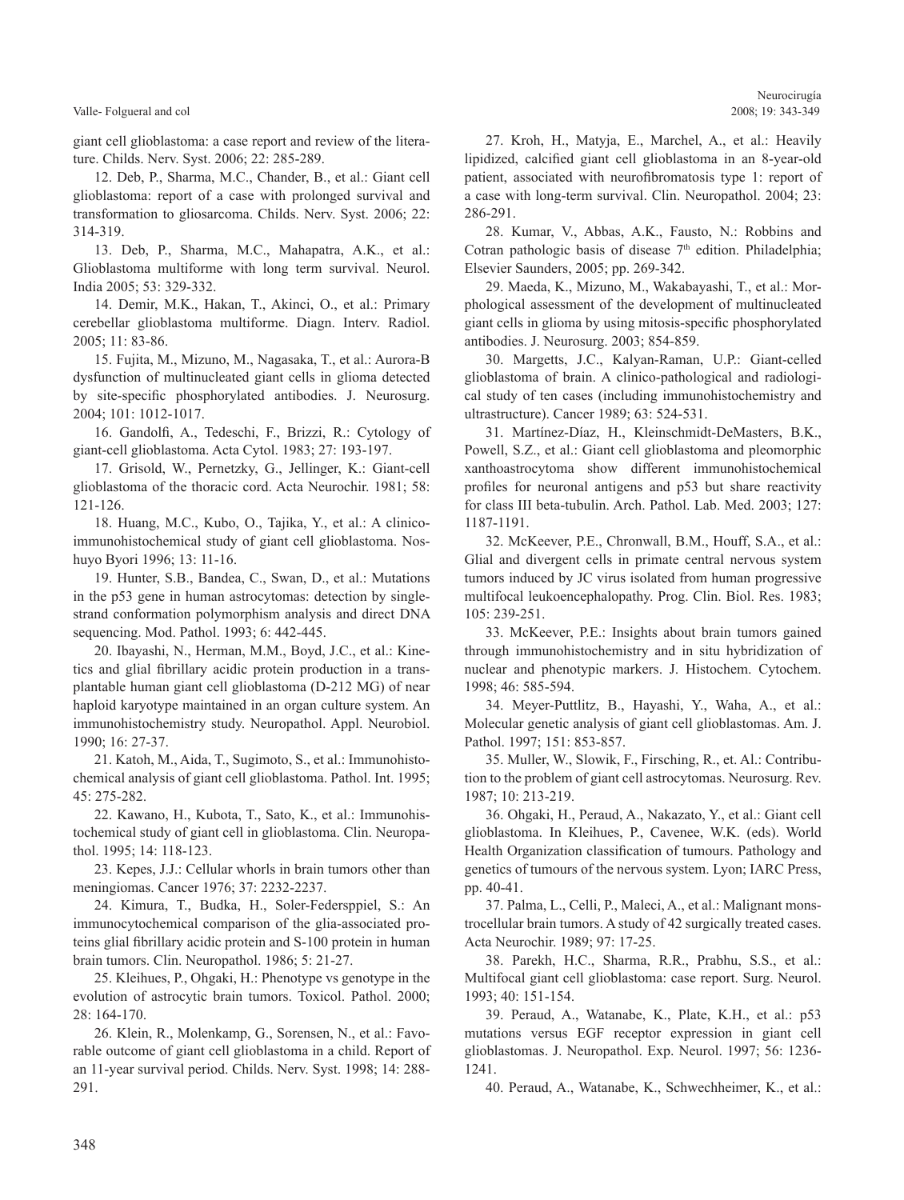giant cell glioblastoma: a case report and review of the literature. Childs. Nerv. Syst. 2006; 22: 285-289.

12. Deb, P., Sharma, M.C., Chander, B., et al.: Giant cell glioblastoma: report of a case with prolonged survival and transformation to gliosarcoma. Childs. Nerv. Syst. 2006; 22: 314-319.

13. Deb, P., Sharma, M.C., Mahapatra, A.K., et al.: Glioblastoma multiforme with long term survival. Neurol. India 2005; 53: 329-332.

14. Demir, M.K., Hakan, T., Akinci, O., et al.: Primary cerebellar glioblastoma multiforme. Diagn. Interv. Radiol. 2005; 11: 83-86.

15. Fujita, M., Mizuno, M., Nagasaka, T., et al.: Aurora-B dysfunction of multinucleated giant cells in glioma detected by site-specific phosphorylated antibodies. J. Neurosurg. 2004; 101: 1012-1017.

16. Gandolfi, A., Tedeschi, F., Brizzi, R.: Cytology of giant-cell glioblastoma. Acta Cytol. 1983; 27: 193-197.

17. Grisold, W., Pernetzky, G., Jellinger, K.: Giant-cell glioblastoma of the thoracic cord. Acta Neurochir. 1981; 58: 121-126.

18. Huang, M.C., Kubo, O., Tajika, Y., et al.: A clinico-immunohistochemical study of giant cell glioblastoma. Noshuyo Byori 1996; 13: 11-16.

19. Hunter, S.B., Bandea, C., Swan, D., et al.: Mutations in the p53 gene in human astrocytomas: detection by single-strand conformation polymorphism analysis and direct DNA sequencing. Mod. Pathol. 1993; 6: 442-445.

20. Ibayashi, N., Herman, M.M., Boyd, J.C., et al.: Kinetics and glial fibrillary acidic protein production in a transplantable human giant cell glioblastoma (D-212 MG) of near haploid karyotype maintained in an organ culture system. An immunohistochemistry study. Neuropathol. Appl. Neurobiol. 1990; 16: 27-37.

21. Katoh, M., Aida, T., Sugimoto, S., et al.: Immunohistochemical analysis of giant cell glioblastoma. Pathol. Int. 1995; 45: 275-282.

22. Kawano, H., Kubota, T., Sato, K., et al.: Immunohistochemical study of giant cell in glioblastoma. Clin. Neuropathol. 1995; 14: 118-123.

23. Kepes, J.J.: Cellular whorls in brain tumors other than meningiomas. Cancer 1976; 37: 2232-2237.

24. Kimura, T., Budka, H., Soler-Federsppiel, S.: An immunocytochemical comparison of the glia-associated proteins glial fibrillary acidic protein and S-100 protein in human brain tumors. Clin. Neuropathol. 1986; 5: 21-27.

25. Kleihues, P., Ohgaki, H.: Phenotype vs genotype in the evolution of astrocytic brain tumors. Toxicol. Pathol. 2000; 28: 164-170.

26. Klein, R., Molenkamp, G., Sorensen, N., et al.: Favorable outcome of giant cell glioblastoma in a child. Report of an 11-year survival period. Childs. Nerv. Syst. 1998; 14: 288-291.

27. Kroh, H., Matyja, E., Marchel, A., et al.: Heavily lipidized, calcified giant cell glioblastoma in an 8-year-old patient, associated with neurofibromatosis type 1: report of a case with long-term survival. Clin. Neuropathol. 2004; 23: 286-291.

28. Kumar, V., Abbas, A.K., Fausto, N.: Robbins and Cotran pathologic basis of disease 7th edition. Philadelphia; Elsevier Saunders, 2005; pp. 269-342.

29. Maeda, K., Mizuno, M., Wakabayashi, T., et al.: Morphological assessment of the development of multinucleated giant cells in glioma by using mitosis-specific phosphorylated antibodies. J. Neurosurg. 2003; 854-859.

30. Margetts, J.C., Kalyan-Raman, U.P.: Giant-celled glioblastoma of brain. A clinico-pathological and radiological study of ten cases (including immunohistochemistry and ultrastructure). Cancer 1989; 63: 524-531.

31. Martínez-Díaz, H., Kleinschmidt-DeMasters, B.K., Powell, S.Z., et al.: Giant cell glioblastoma and pleomorphic xanthoastrocytoma show different immunohistochemical profiles for neuronal antigens and p53 but share reactivity for class III beta-tubulin. Arch. Pathol. Lab. Med. 2003; 127: 1187-1191.

32. McKeever, P.E., Chronwall, B.M., Houff, S.A., et al.: Glial and divergent cells in primate central nervous system tumors induced by JC virus isolated from human progressive multifocal leukoencephalopathy. Prog. Clin. Biol. Res. 1983; 105: 239-251.

33. McKeever, P.E.: Insights about brain tumors gained through immunohistochemistry and in situ hybridization of nuclear and phenotypic markers. J. Histochem. Cytochem. 1998; 46: 585-594.

34. Meyer-Puttlitz, B., Hayashi, Y., Waha, A., et al.: Molecular genetic analysis of giant cell glioblastomas. Am. J. Pathol. 1997; 151: 853-857.

35. Muller, W., Slowik, F., Firsching, R., et. Al.: Contribution to the problem of giant cell astrocytomas. Neurosurg. Rev. 1987; 10: 213-219.

36. Ohgaki, H., Peraud, A., Nakazato, Y., et al.: Giant cell glioblastoma. In Kleihues, P., Cavenee, W.K. (eds). World Health Organization classification of tumours. Pathology and genetics of tumours of the nervous system. Lyon; IARC Press, pp. 40-41.

37. Palma, L., Celli, P., Maleci, A., et al.: Malignant monstrocellular brain tumors. A study of 42 surgically treated cases. Acta Neurochir. 1989; 97: 17-25.

38. Parekh, H.C., Sharma, R.R., Prabhu, S.S., et al.: Multifocal giant cell glioblastoma: case report. Surg. Neurol. 1993; 40: 151-154.

39. Peraud, A., Watanabe, K., Plate, K.H., et al.: p53 mutations versus EGF receptor expression in giant cell glioblastomas. J. Neuropathol. Exp. Neurol. 1997; 56: 1236-1241.

40. Peraud, A., Watanabe, K., Schwechheimer, K., et al.: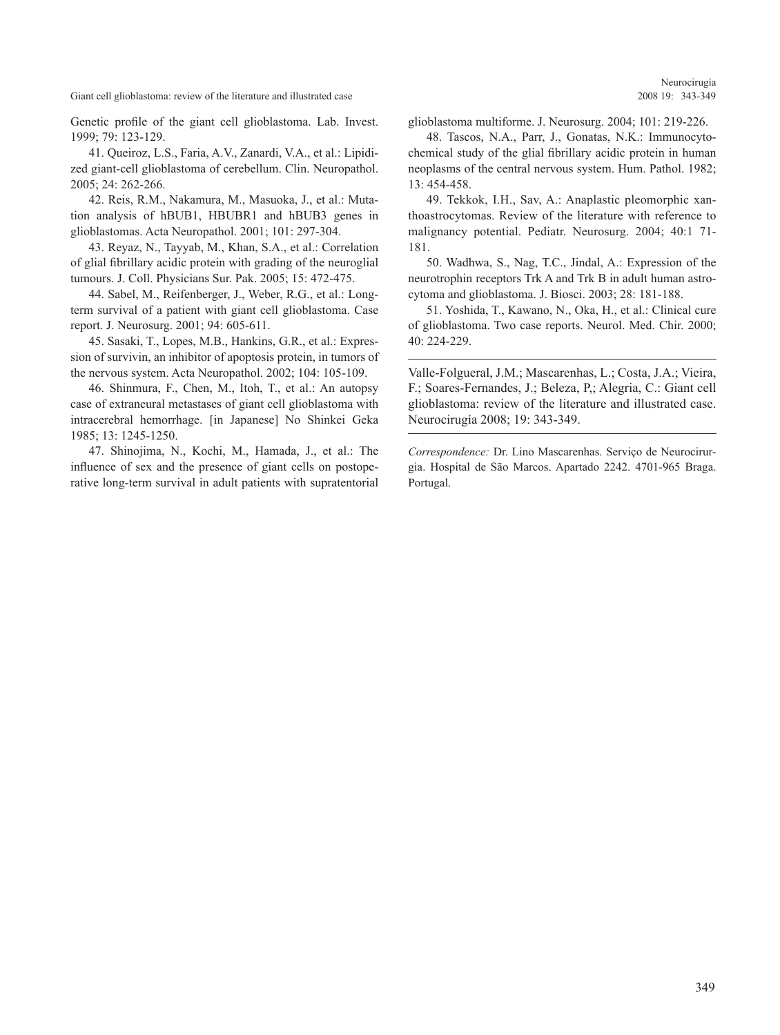Genetic profile of the giant cell glioblastoma. Lab. Invest. 1999; 79: 123-129.

41. Queiroz, L.S., Faria, A.V., Zanardi, V.A., et al.: Lipidized giant-cell glioblastoma of cerebellum. Clin. Neuropathol. 2005; 24: 262-266.

42. Reis, R.M., Nakamura, M., Masuoka, J., et al.: Mutation analysis of hBUB1, HBUBR1 and hBUB3 genes in glioblastomas. Acta Neuropathol. 2001; 101: 297-304.

43. Reyaz, N., Tayyab, M., Khan, S.A., et al.: Correlation of glial fibrillary acidic protein with grading of the neuroglial tumours. J. Coll. Physicians Sur. Pak. 2005; 15: 472-475.

44. Sabel, M., Reifenberger, J., Weber, R.G., et al.: Long-term survival of a patient with giant cell glioblastoma. Case report. J. Neurosurg. 2001; 94: 605-611.

45. Sasaki, T., Lopes, M.B., Hankins, G.R., et al.: Expression of survivin, an inhibitor of apoptosis protein, in tumors of the nervous system. Acta Neuropathol. 2002; 104: 105-109.

46. Shinmura, F., Chen, M., Itoh, T., et al.: An autopsy case of extraneural metastases of giant cell glioblastoma with intracerebral hemorrhage. [in Japanese] No Shinkei Geka 1985; 13: 1245-1250.

47. Shinojima, N., Kochi, M., Hamada, J., et al.: The influence of sex and the presence of giant cells on postoperative long-term survival in adult patients with supratentorial glioblastoma multiforme. J. Neurosurg. 2004; 101: 219-226.

48. Tascos, N.A., Parr, J., Gonatas, N.K.: Immunocytochemical study of the glial fibrillary acidic protein in human neoplasms of the central nervous system. Hum. Pathol. 1982; 13: 454-458.

49. Tekkok, I.H., Sav, A.: Anaplastic pleomorphic xanthoastrocytomas. Review of the literature with reference to malignancy potential. Pediatr. Neurosurg. 2004; 40:1 71-181.

50. Wadhwa, S., Nag, T.C., Jindal, A.: Expression of the neurotrophin receptors Trk A and Trk B in adult human astrocytoma and glioblastoma. J. Biosci. 2003; 28: 181-188.

51. Yoshida, T., Kawano, N., Oka, H., et al.: Clinical cure of glioblastoma. Two case reports. Neurol. Med. Chir. 2000; 40: 224-229.

---

Valle-Folgueral, J.M.; Mascarenhas, L.; Costa, J.A.; Vieira, F.; Soares-Fernandes, J.; Beleza, P,; Alegria, C.: Giant cell glioblastoma: review of the literature and illustrated case. Neurocirugía 2008; 19: 343-349.

---

*Correspondence:* Dr. Lino Mascarenhas. Serviço de Neurocirurgia. Hospital de São Marcos. Apartado 2242. 4701-965 Braga. Portugal.